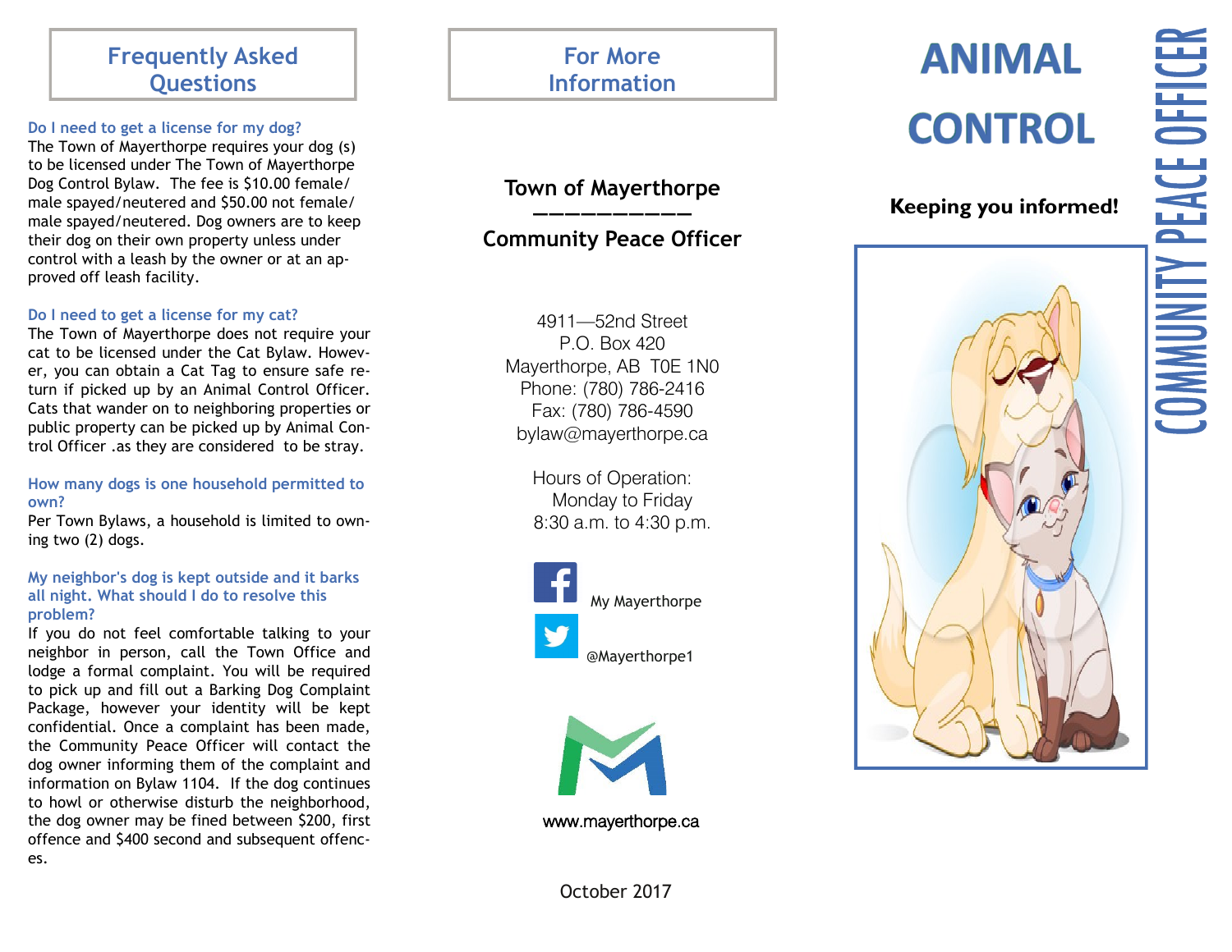## Frequently Asked Questions

**Do I need to get a license for my dog?**

The Town of Mayerthorpe requires your dog (s) to be licensed under The Town of Mayerthorpe Dog Control Bylaw. The fee is $10.00 female/male spayed/neutered and $50.00 not female/male spayed/neutered. Dog owners are to keep their dog on their own property unless under control with a leash by the owner or at an approved off leash facility.

**Do I need to get a license for my cat?**

The Town of Mayerthorpe does not require your cat to be licensed under the Cat Bylaw. However, you can obtain a Cat Tag to ensure safe return if picked up by an Animal Control Officer. Cats that wander on to neighboring properties or public property can be picked up by Animal Control Officer .as they are considered to be stray.

**How many dogs is one household permitted to own?**

Per Town Bylaws, a household is limited to owning two (2) dogs.

**My neighbor's dog is kept outside and it barks all night. What should I do to resolve this problem?**

If you do not feel comfortable talking to your neighbor in person, call the Town Office and lodge a formal complaint. You will be required to pick up and fill out a Barking Dog Complaint Package, however your identity will be kept confidential. Once a complaint has been made, the Community Peace Officer will contact the dog owner informing them of the complaint and information on Bylaw 1104. If the dog continues to howl or otherwise disturb the neighborhood, the dog owner may be fined between $200, first offence and $400 second and subsequent offences.

## For More Information

**Town of Mayerthorpe**
**——————————**
**Community Peace Officer**

4911—52nd Street
P.O. Box 420
Mayerthorpe, AB T0E 1N0
Phone: (780) 786-2416
Fax: (780) 786-4590
bylaw@mayerthorpe.ca

Hours of Operation:
Monday to Friday
8:30 a.m. to 4:30 p.m.

My Mayerthorpe

@Mayerthorpe1

www.mayerthorpe.ca

October 2017

# ANIMAL CONTROL

**Keeping you informed!**

COMMUNITY PEACE OFFICER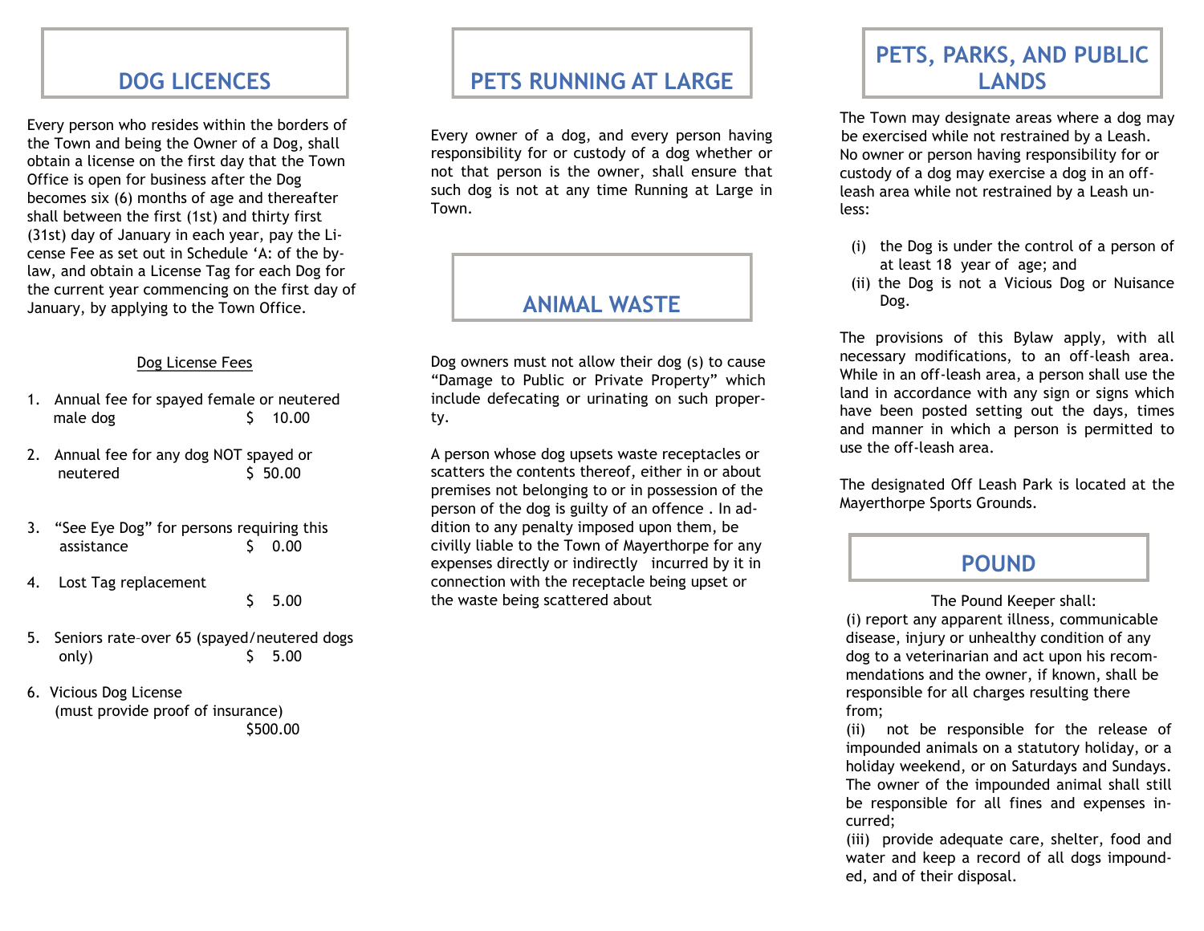## DOG LICENCES

Every person who resides within the borders of the Town and being the Owner of a Dog, shall obtain a license on the first day that the Town Office is open for business after the Dog becomes six (6) months of age and thereafter shall between the first (1st) and thirty first (31st) day of January in each year, pay the License Fee as set out in Schedule 'A: of the bylaw, and obtain a License Tag for each Dog for the current year commencing on the first day of January, by applying to the Town Office.

Dog License Fees

1. Annual fee for spayed female or neutered male dog $ 10.00
2. Annual fee for any dog NOT spayed or neutered $ 50.00
3. "See Eye Dog" for persons requiring this assistance $ 0.00
4. Lost Tag replacement $ 5.00
5. Seniors rate–over 65 (spayed/neutered dogs only) $ 5.00
6. Vicious Dog License (must provide proof of insurance) $500.00

## PETS RUNNING AT LARGE

Every owner of a dog, and every person having responsibility for or custody of a dog whether or not that person is the owner, shall ensure that such dog is not at any time Running at Large in Town.

## ANIMAL WASTE

Dog owners must not allow their dog (s) to cause "Damage to Public or Private Property" which include defecating or urinating on such property.

A person whose dog upsets waste receptacles or scatters the contents thereof, either in or about premises not belonging to or in possession of the person of the dog is guilty of an offence . In addition to any penalty imposed upon them, be civilly liable to the Town of Mayerthorpe for any expenses directly or indirectly incurred by it in connection with the receptacle being upset or the waste being scattered about

## PETS, PARKS, AND PUBLIC LANDS

The Town may designate areas where a dog may be exercised while not restrained by a Leash. No owner or person having responsibility for or custody of a dog may exercise a dog in an off-leash area while not restrained by a Leash unless:

(i) the Dog is under the control of a person of at least 18 year of age; and
(ii) the Dog is not a Vicious Dog or Nuisance Dog.

The provisions of this Bylaw apply, with all necessary modifications, to an off-leash area. While in an off-leash area, a person shall use the land in accordance with any sign or signs which have been posted setting out the days, times and manner in which a person is permitted to use the off-leash area.

The designated Off Leash Park is located at the Mayerthorpe Sports Grounds.

## POUND

The Pound Keeper shall:

(i) report any apparent illness, communicable disease, injury or unhealthy condition of any dog to a veterinarian and act upon his recommendations and the owner, if known, shall be responsible for all charges resulting there from;

(ii) not be responsible for the release of impounded animals on a statutory holiday, or a holiday weekend, or on Saturdays and Sundays. The owner of the impounded animal shall still be responsible for all fines and expenses incurred;

(iii) provide adequate care, shelter, food and water and keep a record of all dogs impounded, and of their disposal.